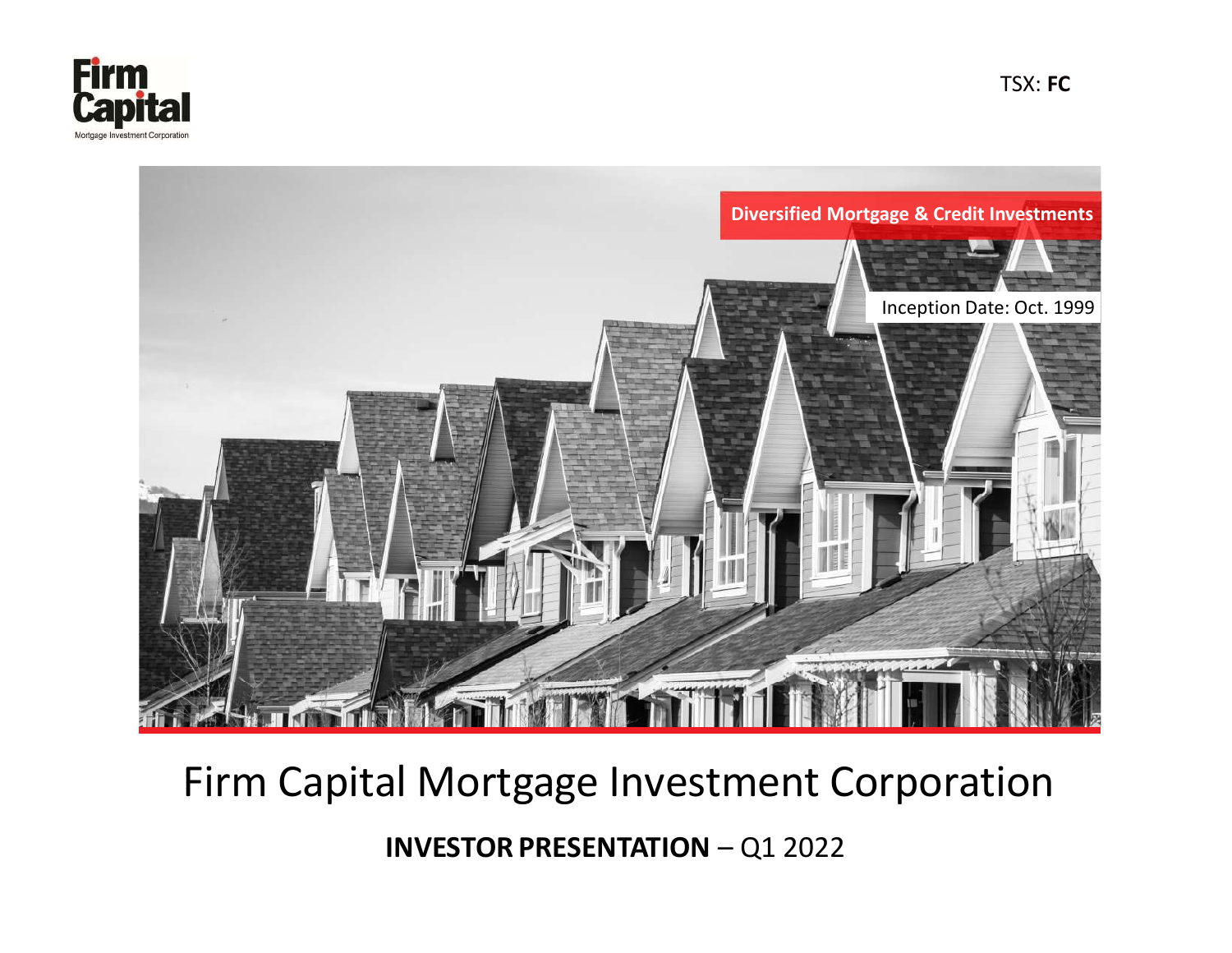Firm Capital
Mortgage Investment Corporation

TSX: **FC**

**Diversified Mortgage & Credit Investments**

Inception Date: Oct. 1999

# Firm Capital Mortgage Investment Corporation

**INVESTOR PRESENTATION** – Q1 2022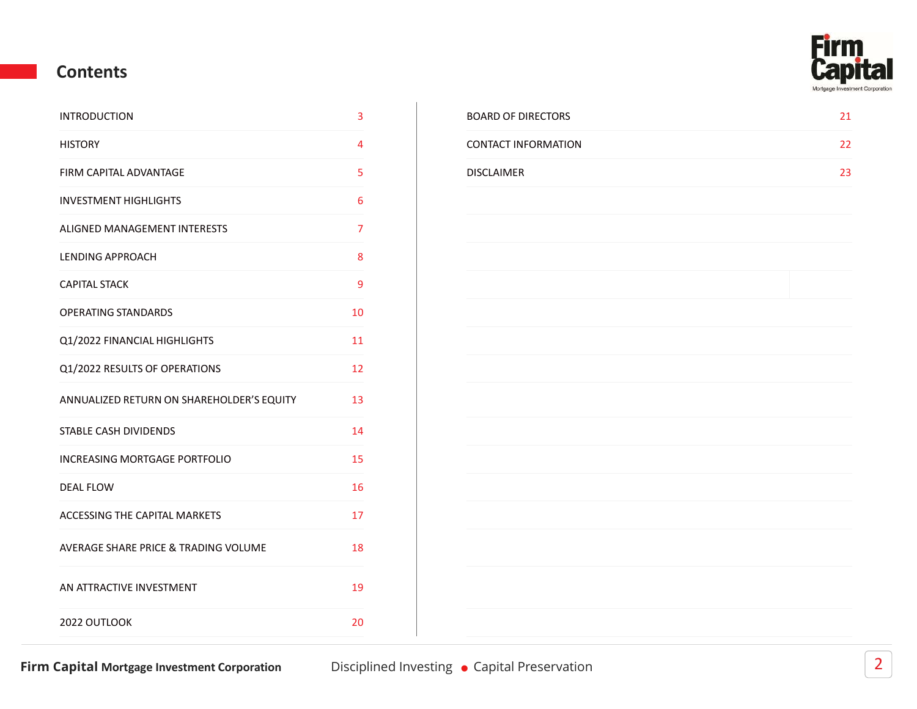# Contents

| | |
|---|---|
| INTRODUCTION | 3 |
| HISTORY | 4 |
| FIRM CAPITAL ADVANTAGE | 5 |
| INVESTMENT HIGHLIGHTS | 6 |
| ALIGNED MANAGEMENT INTERESTS | 7 |
| LENDING APPROACH | 8 |
| CAPITAL STACK | 9 |
| OPERATING STANDARDS | 10 |
| Q1/2022 FINANCIAL HIGHLIGHTS | 11 |
| Q1/2022 RESULTS OF OPERATIONS | 12 |
| ANNUALIZED RETURN ON SHAREHOLDER’S EQUITY | 13 |
| STABLE CASH DIVIDENDS | 14 |
| INCREASING MORTGAGE PORTFOLIO | 15 |
| DEAL FLOW | 16 |
| ACCESSING THE CAPITAL MARKETS | 17 |
| AVERAGE SHARE PRICE & TRADING VOLUME | 18 |
| AN ATTRACTIVE INVESTMENT | 19 |
| 2022 OUTLOOK | 20 |
| BOARD OF DIRECTORS | 21 |
| CONTACT INFORMATION | 22 |
| DISCLAIMER | 23 |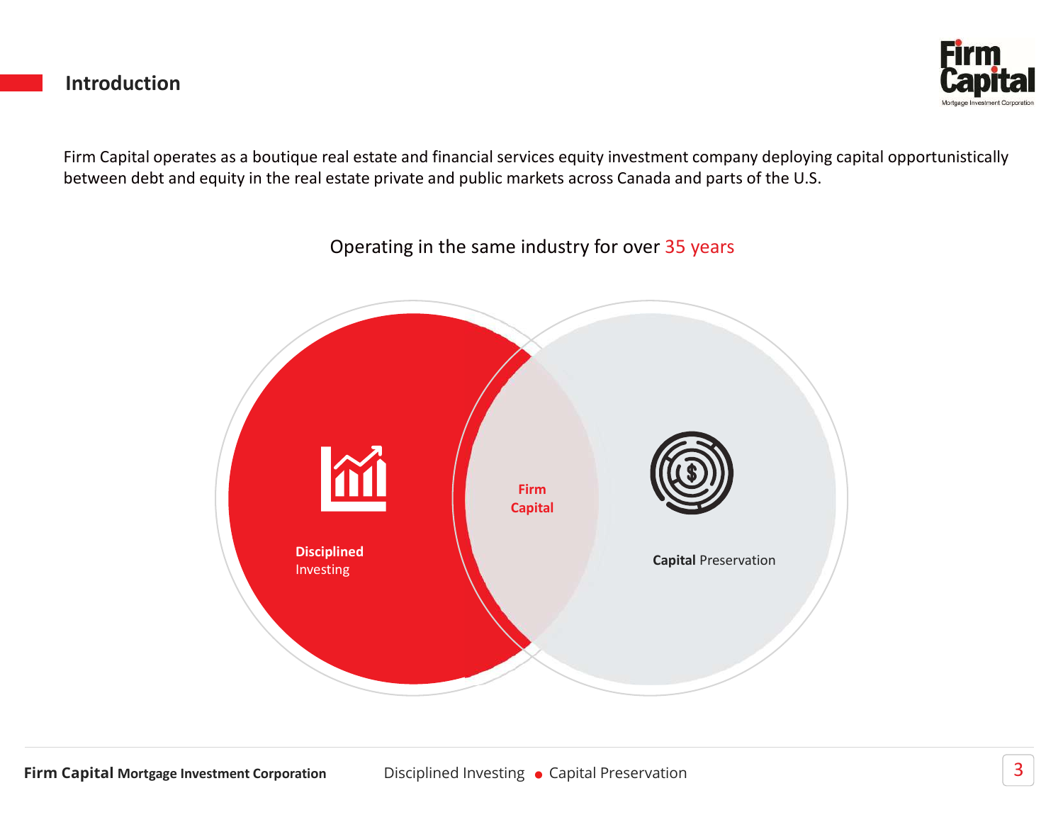## Introduction

Firm Capital operates as a boutique real estate and financial services equity investment company deploying capital opportunistically between debt and equity in the real estate private and public markets across Canada and parts of the U.S.

Operating in the same industry for over 35 years

**Disciplined** Investing

**Firm Capital**

**Capital** Preservation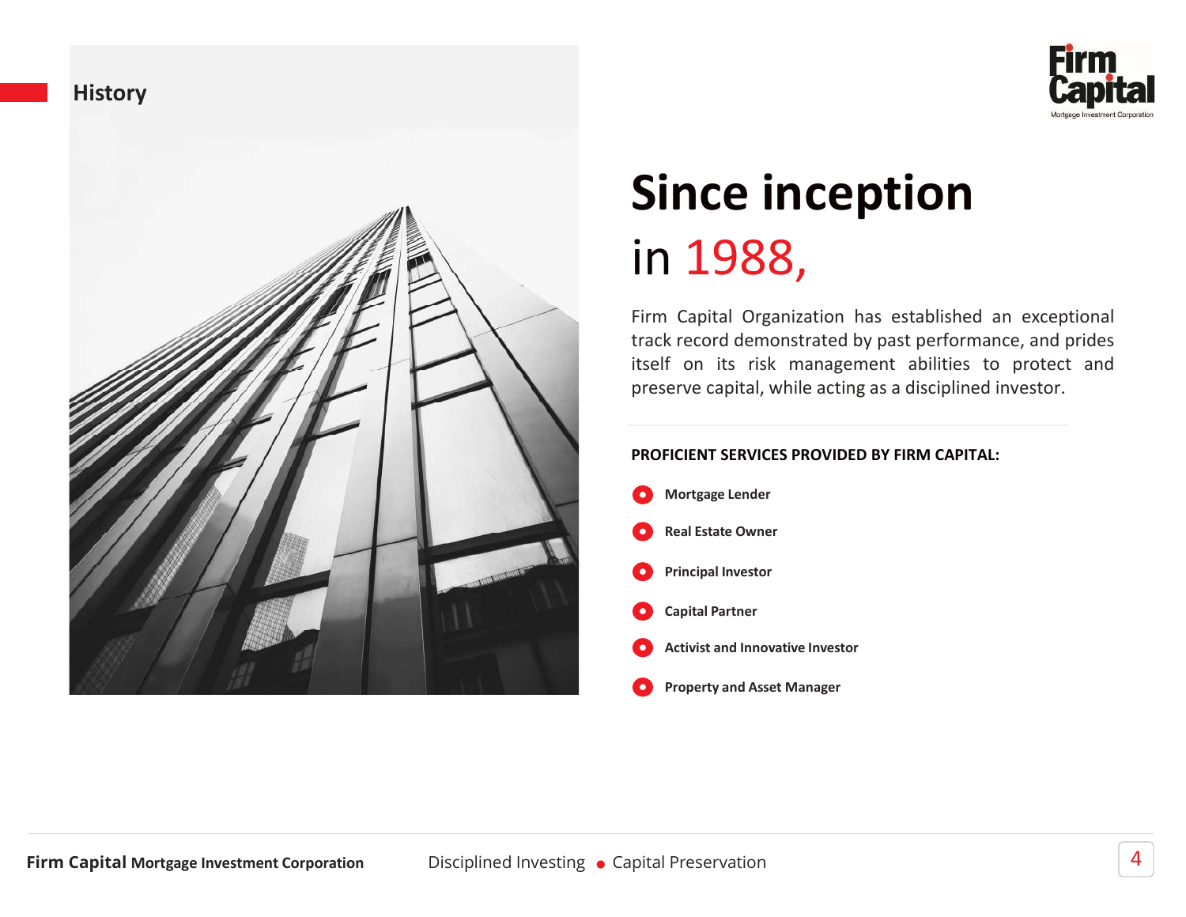## History

# Since inception in 1988,

Firm Capital Organization has established an exceptional track record demonstrated by past performance, and prides itself on its risk management abilities to protect and preserve capital, while acting as a disciplined investor.

**PROFICIENT SERVICES PROVIDED BY FIRM CAPITAL:**

- **Mortgage Lender**
- **Real Estate Owner**
- **Principal Investor**
- **Capital Partner**
- **Activist and Innovative Investor**
- **Property and Asset Manager**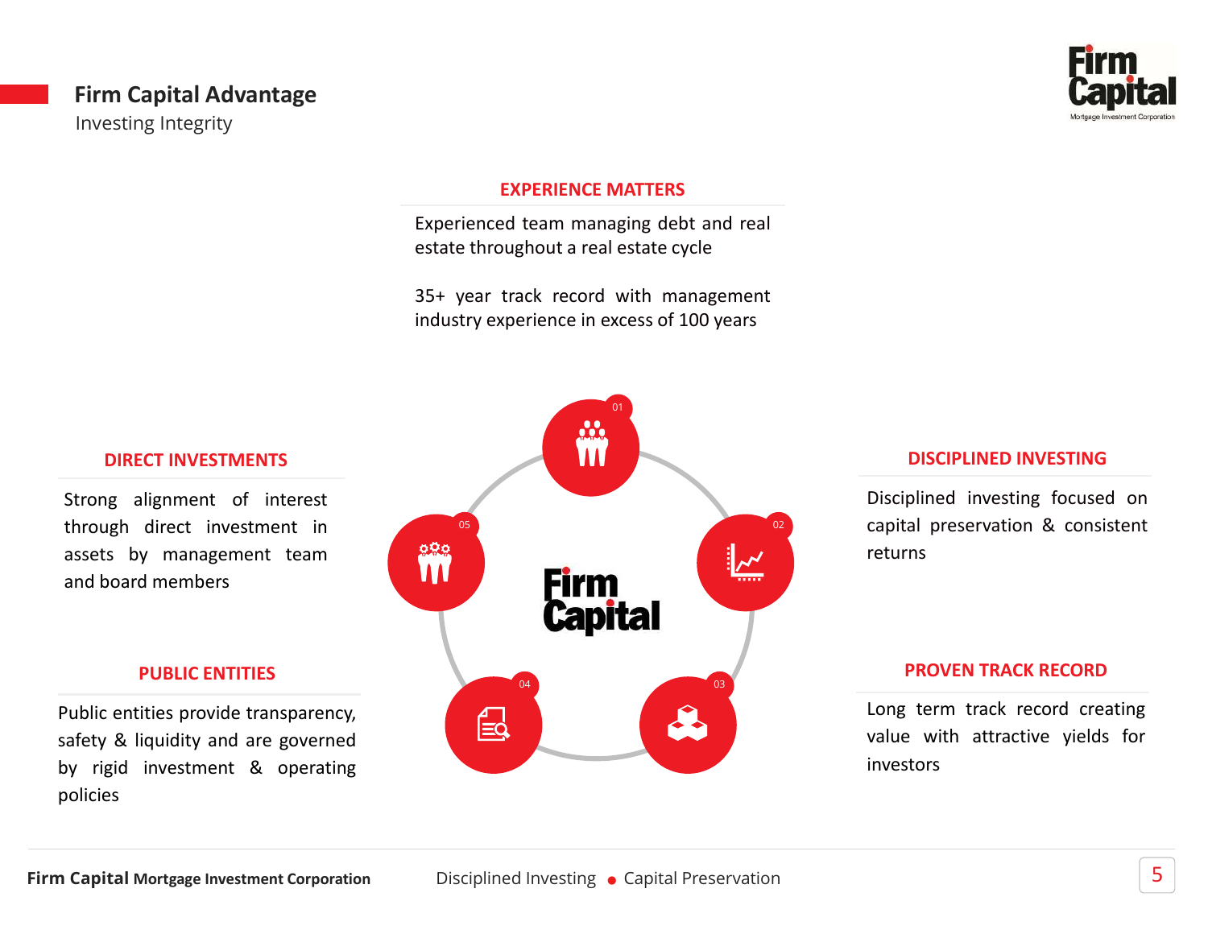# Firm Capital Advantage

Investing Integrity

## EXPERIENCE MATTERS

Experienced team managing debt and real estate throughout a real estate cycle

35+ year track record with management industry experience in excess of 100 years

## DISCIPLINED INVESTING

Disciplined investing focused on capital preservation & consistent returns

## PROVEN TRACK RECORD

Long term track record creating value with attractive yields for investors

## PUBLIC ENTITIES

Public entities provide transparency, safety & liquidity and are governed by rigid investment & operating policies

## DIRECT INVESTMENTS

Strong alignment of interest through direct investment in assets by management team and board members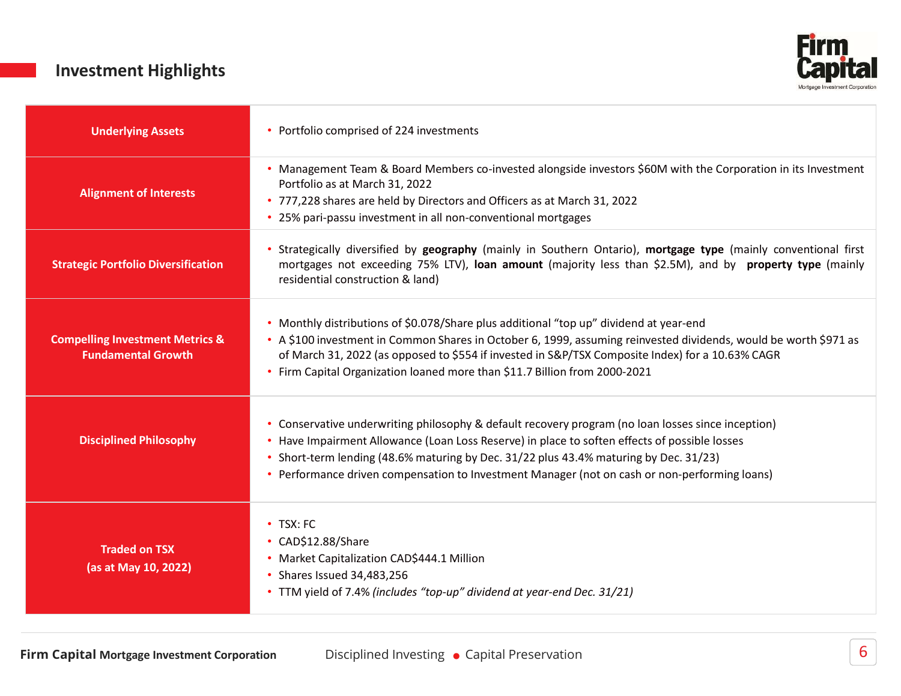## Investment Highlights

| | |
|---|---|
| **Underlying Assets** | • Portfolio comprised of 224 investments |
| **Alignment of Interests** | • Management Team & Board Members co-invested alongside investors $60M with the Corporation in its Investment Portfolio as at March 31, 2022<br>• 777,228 shares are held by Directors and Officers as at March 31, 2022<br>• 25% pari-passu investment in all non-conventional mortgages |
| **Strategic Portfolio Diversification** | • Strategically diversified by **geography** (mainly in Southern Ontario), **mortgage type** (mainly conventional first mortgages not exceeding 75% LTV), **loan amount** (majority less than $2.5M), and by **property type** (mainly residential construction & land) |
| **Compelling Investment Metrics & Fundamental Growth** | • Monthly distributions of $0.078/Share plus additional "top up" dividend at year-end<br>• A $100 investment in Common Shares in October 6, 1999, assuming reinvested dividends, would be worth $971 as of March 31, 2022 (as opposed to $554 if invested in S&P/TSX Composite Index) for a 10.63% CAGR<br>• Firm Capital Organization loaned more than $11.7 Billion from 2000-2021 |
| **Disciplined Philosophy** | • Conservative underwriting philosophy & default recovery program (no loan losses since inception)<br>• Have Impairment Allowance (Loan Loss Reserve) in place to soften effects of possible losses<br>• Short-term lending (48.6% maturing by Dec. 31/22 plus 43.4% maturing by Dec. 31/23)<br>• Performance driven compensation to Investment Manager (not on cash or non-performing loans) |
| **Traded on TSX (as at May 10, 2022)** | • TSX: FC<br>• CAD$12.88/Share<br>• Market Capitalization CAD$444.1 Million<br>• Shares Issued 34,483,256<br>• TTM yield of 7.4% *(includes "top-up" dividend at year-end Dec. 31/21)* |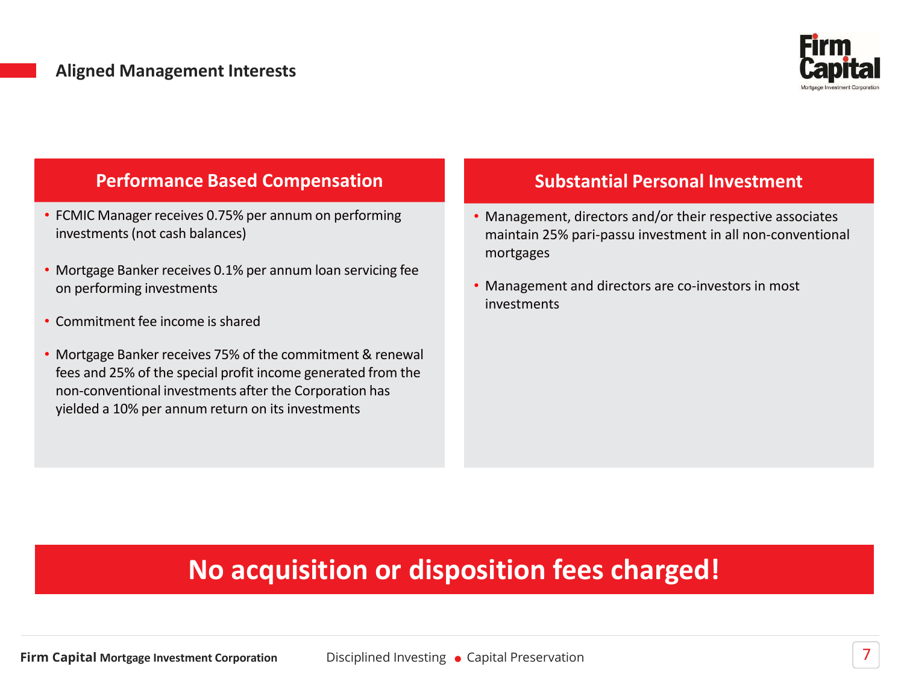## Aligned Management Interests

### Performance Based Compensation

- FCMIC Manager receives 0.75% per annum on performing investments (not cash balances)
- Mortgage Banker receives 0.1% per annum loan servicing fee on performing investments
- Commitment fee income is shared
- Mortgage Banker receives 75% of the commitment & renewal fees and 25% of the special profit income generated from the non-conventional investments after the Corporation has yielded a 10% per annum return on its investments

### Substantial Personal Investment

- Management, directors and/or their respective associates maintain 25% pari-passu investment in all non-conventional mortgages
- Management and directors are co-investors in most investments

**No acquisition or disposition fees charged!**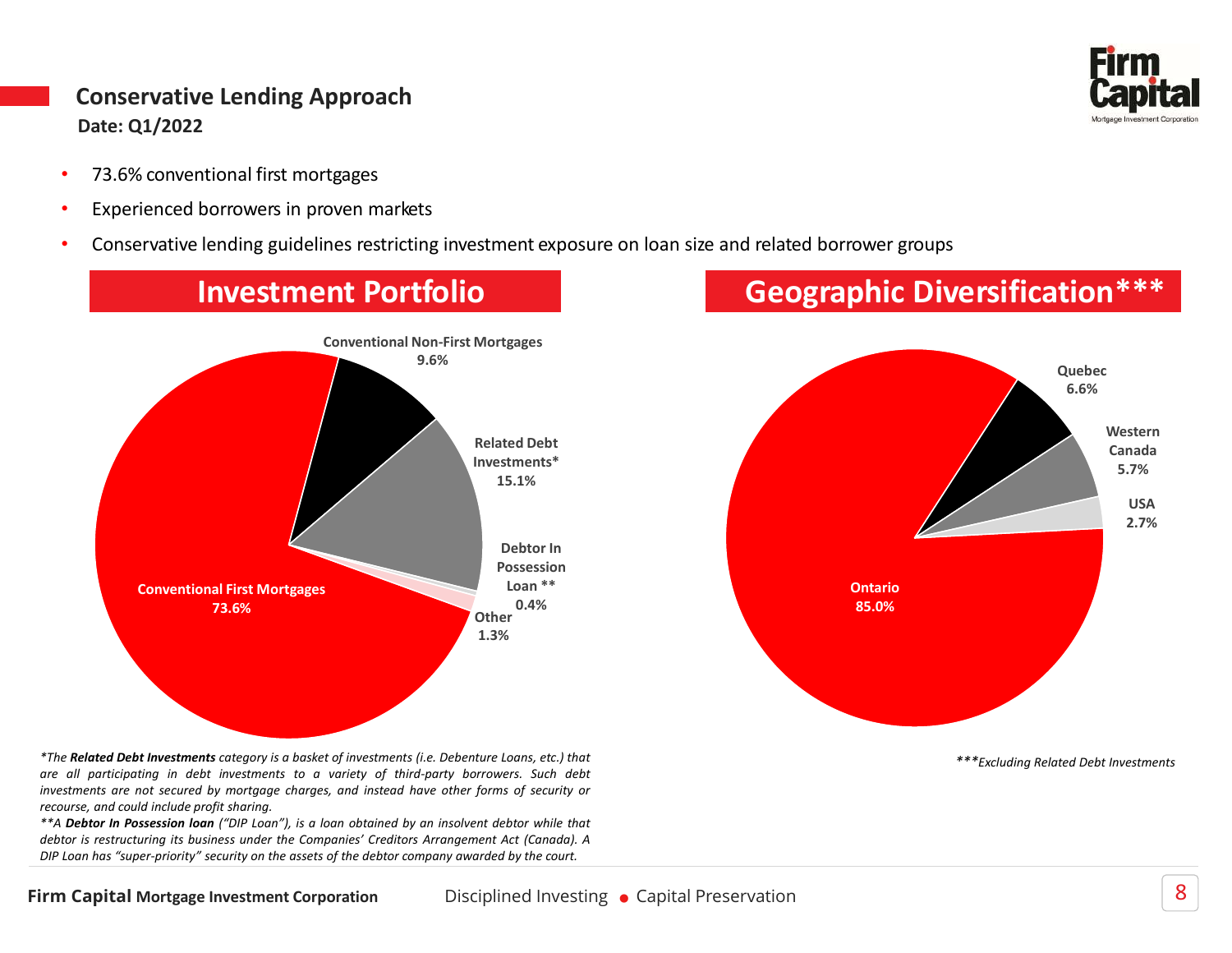## Conservative Lending Approach

**Date: Q1/2022**

- 73.6% conventional first mortgages
- Experienced borrowers in proven markets
- Conservative lending guidelines restricting investment exposure on loan size and related borrower groups

### Investment Portfolio

| Category | % |
|---|---|
| Conventional First Mortgages | 73.6% |
| Related Debt Investments* | 15.1% |
| Conventional Non-First Mortgages | 9.6% |
| Other | 1.3% |
| Debtor In Possession Loan ** | 0.4% |

*The **Related Debt Investments** category is a basket of investments (i.e. Debenture Loans, etc.) that are all participating in debt investments to a variety of third-party borrowers. Such debt investments are not secured by mortgage charges, and instead have other forms of security or recourse, and could include profit sharing.*

***A **Debtor In Possession loan** ("DIP Loan"), is a loan obtained by an insolvent debtor while that debtor is restructuring its business under the Companies' Creditors Arrangement Act (Canada). A DIP Loan has "super-priority" security on the assets of the debtor company awarded by the court.*

### Geographic Diversification***

| Region | % |
|---|---|
| Ontario | 85.0% |
| Quebec | 6.6% |
| Western Canada | 5.7% |
| USA | 2.7% |

****Excluding Related Debt Investments*

**Firm Capital** **Mortgage Investment Corporation** Disciplined Investing • Capital Preservation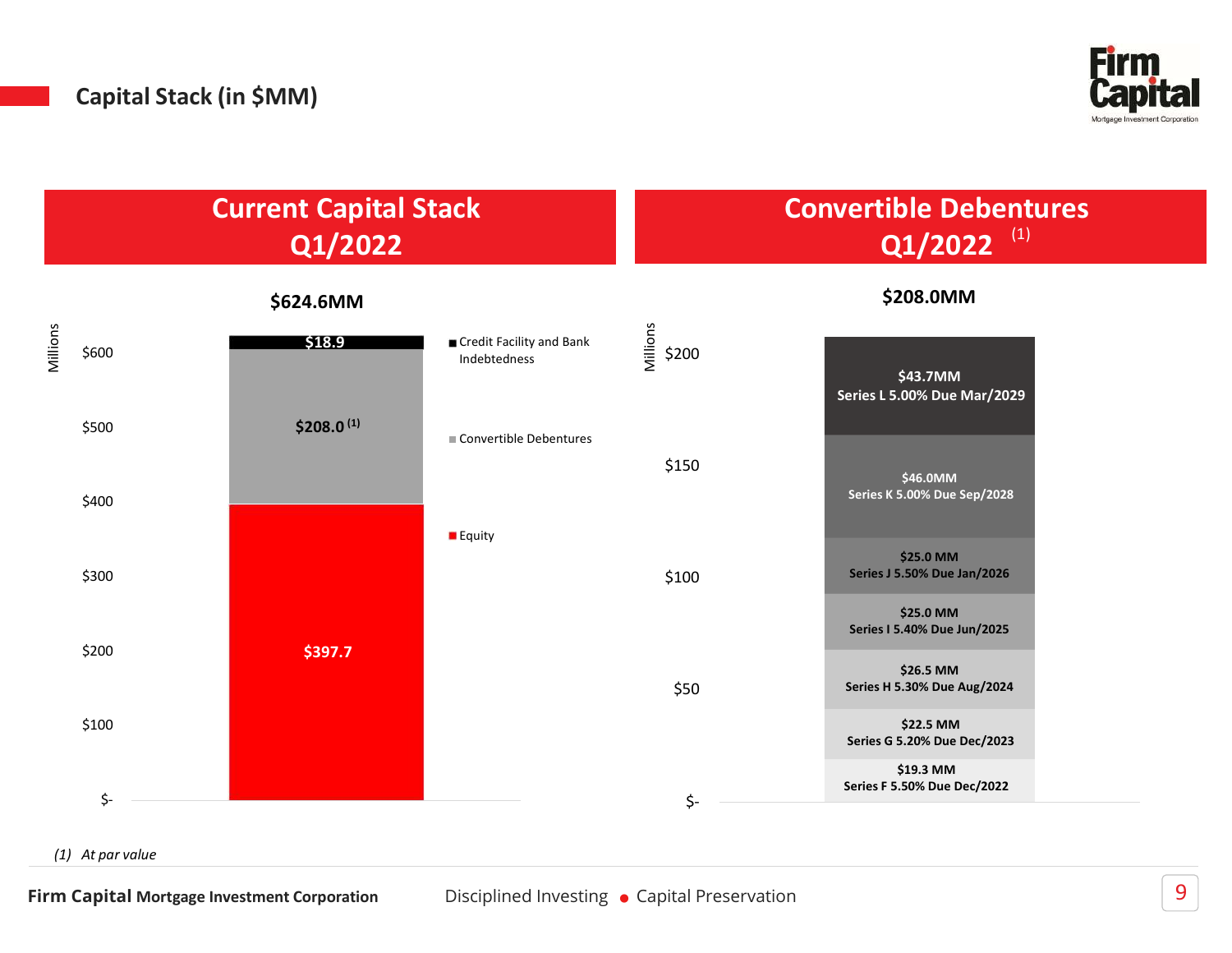# Capital Stack (in $MM)

## Current Capital Stack Q1/2022

**$624.6MM**

| Component | Amount ($MM) |
|---|---|
| Credit Facility and Bank Indebtedness | $18.9 |
| Convertible Debentures | $208.0 (1) |
| Equity | $397.7 |

## Convertible Debentures Q1/2022 (1)

**$208.0MM**

| Series | Amount | Rate | Due |
|---|---|---|---|
| Series L | $43.7MM | 5.00% | Mar/2029 |
| Series K | $46.0MM | 5.00% | Sep/2028 |
| Series J | $25.0 MM | 5.50% | Jan/2026 |
| Series I | $25.0 MM | 5.40% | Jun/2025 |
| Series H | $26.5 MM | 5.30% | Aug/2024 |
| Series G | $22.5 MM | 5.20% | Dec/2023 |
| Series F | $19.3 MM | 5.50% | Dec/2022 |

*(1) At par value*

**Firm Capital Mortgage Investment Corporation** — Disciplined Investing • Capital Preservation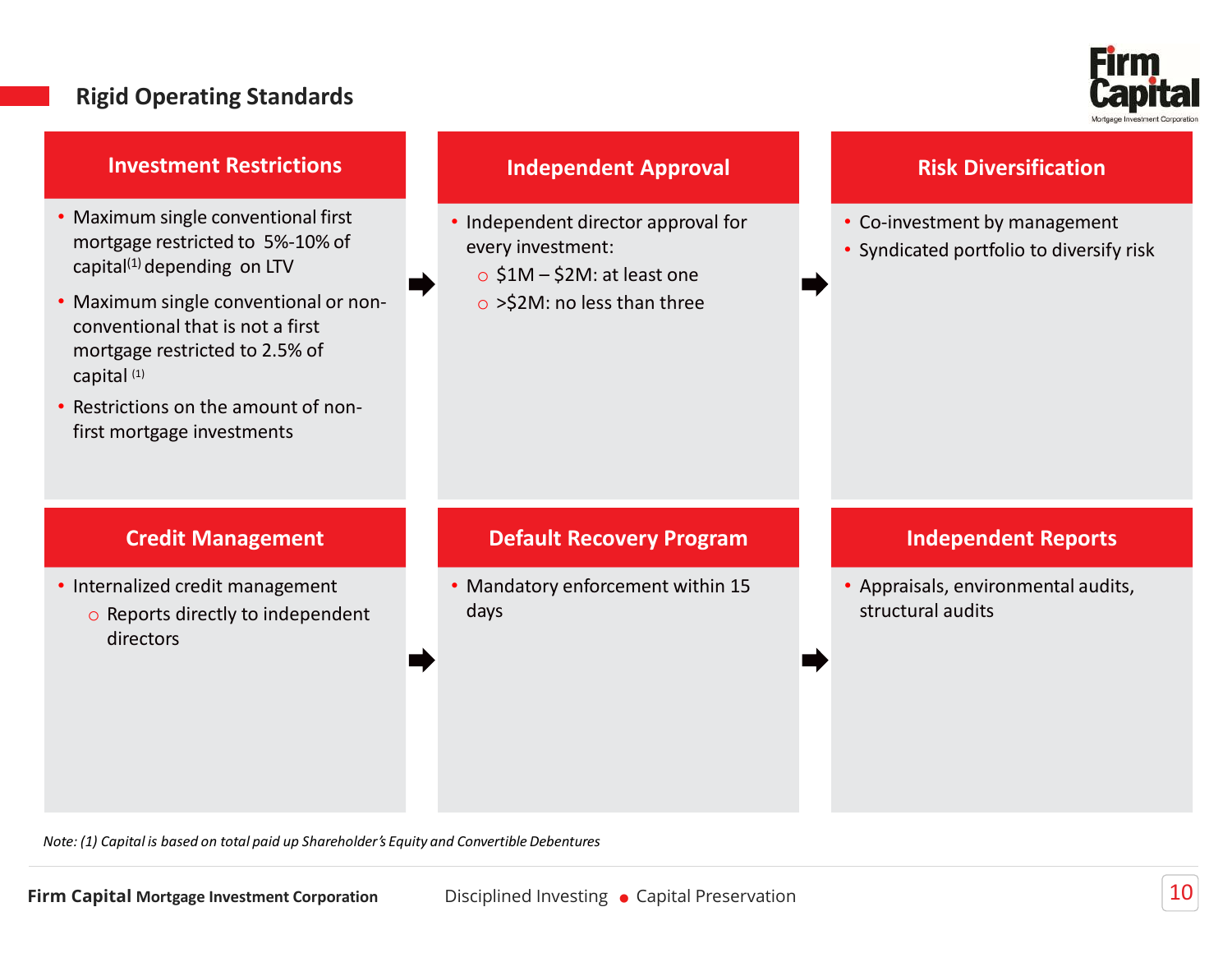## Rigid Operating Standards

### Investment Restrictions

- Maximum single conventional first mortgage restricted to 5%-10% of capital[1] depending on LTV
- Maximum single conventional or non-conventional that is not a first mortgage restricted to 2.5% of capital [1]
- Restrictions on the amount of non-first mortgage investments

### Independent Approval

- Independent director approval for every investment:
  - $1M – $2M: at least one
  - >$2M: no less than three

### Risk Diversification

- Co-investment by management
- Syndicated portfolio to diversify risk

### Credit Management

- Internalized credit management
  - Reports directly to independent directors

### Default Recovery Program

- Mandatory enforcement within 15 days

### Independent Reports

- Appraisals, environmental audits, structural audits

*Note: (1) Capital is based on total paid up Shareholder's Equity and Convertible Debentures*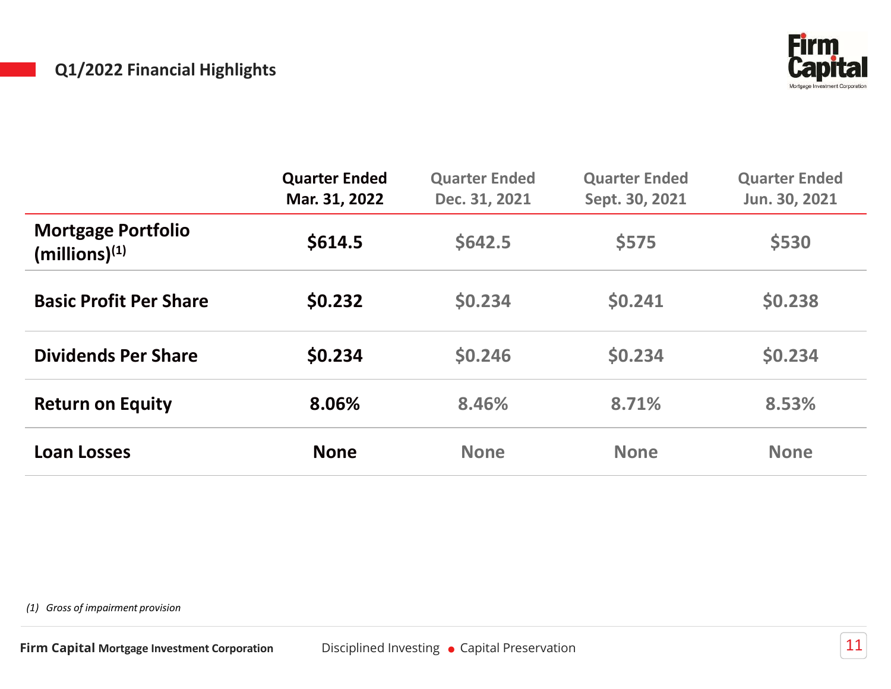## Q1/2022 Financial Highlights

| | Quarter Ended Mar. 31, 2022 | Quarter Ended Dec. 31, 2021 | Quarter Ended Sept. 30, 2021 | Quarter Ended Jun. 30, 2021 |
|---|---|---|---|---|
| **Mortgage Portfolio (millions)[1]** | **$614.5** | $642.5 | $575 | $530 |
| **Basic Profit Per Share** | **$0.232** | $0.234 | $0.241 | $0.238 |
| **Dividends Per Share** | **$0.234** | $0.246 | $0.234 | $0.234 |
| **Return on Equity** | **8.06%** | 8.46% | 8.71% | 8.53% |
| **Loan Losses** | **None** | None | None | None |

*(1) Gross of impairment provision*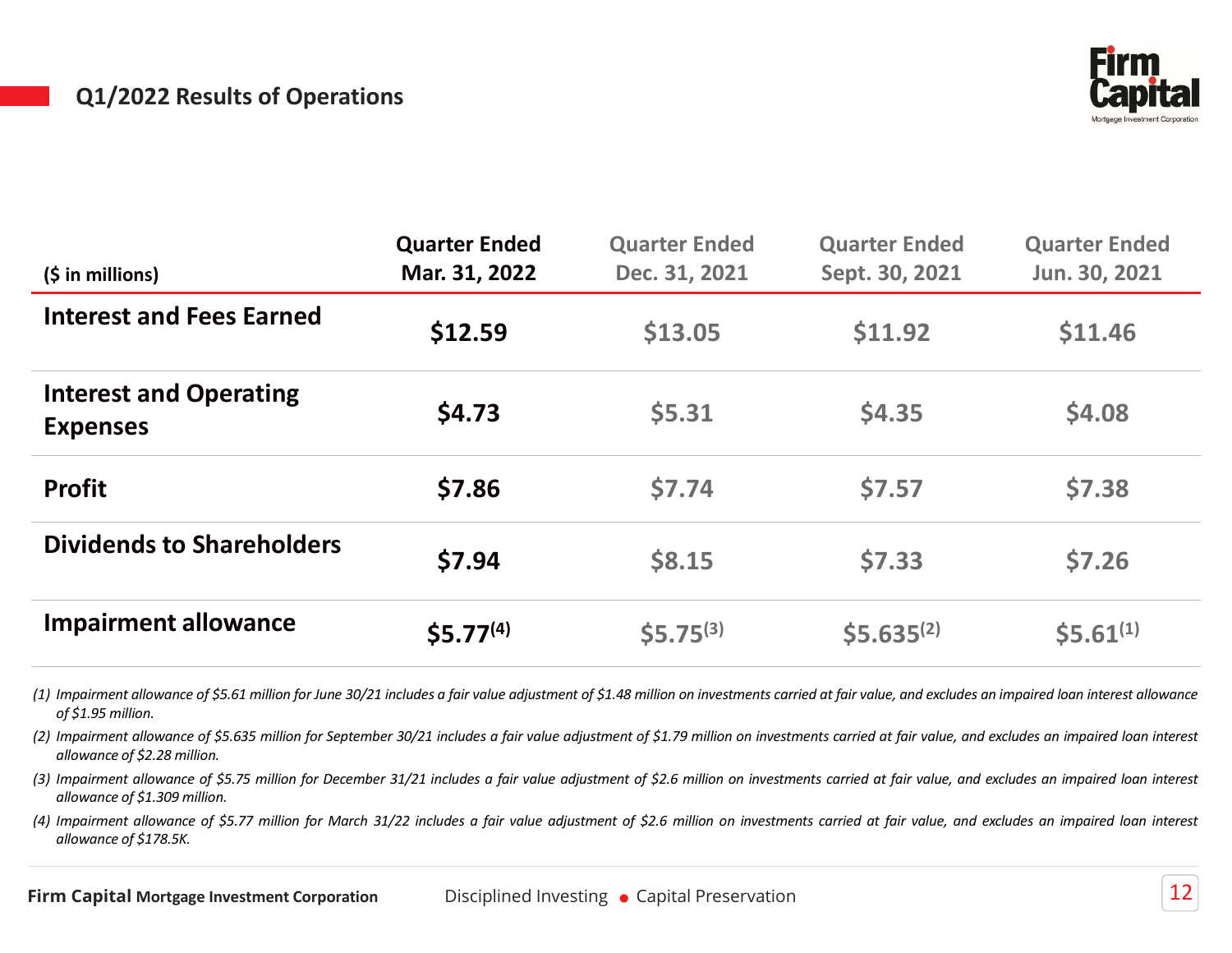## Q1/2022 Results of Operations

| ($ in millions) | Quarter Ended Mar. 31, 2022 | Quarter Ended Dec. 31, 2021 | Quarter Ended Sept. 30, 2021 | Quarter Ended Jun. 30, 2021 |
|---|---|---|---|---|
| **Interest and Fees Earned** | **$12.59** | $13.05 | $11.92 | $11.46 |
| **Interest and Operating Expenses** | **$4.73** | $5.31 | $4.35 | $4.08 |
| **Profit** | **$7.86** | $7.74 | $7.57 | $7.38 |
| **Dividends to Shareholders** | **$7.94** | $8.15 | $7.33 | $7.26 |
| **Impairment allowance** | **$5.77**(4) | $5.75(3) | $5.635(2) | $5.61(1) |

*(1) Impairment allowance of $5.61 million for June 30/21 includes a fair value adjustment of $1.48 million on investments carried at fair value, and excludes an impaired loan interest allowance of $1.95 million.*

*(2) Impairment allowance of $5.635 million for September 30/21 includes a fair value adjustment of $1.79 million on investments carried at fair value, and excludes an impaired loan interest allowance of $2.28 million.*

*(3) Impairment allowance of $5.75 million for December 31/21 includes a fair value adjustment of $2.6 million on investments carried at fair value, and excludes an impaired loan interest allowance of $1.309 million.*

*(4) Impairment allowance of $5.77 million for March 31/22 includes a fair value adjustment of $2.6 million on investments carried at fair value, and excludes an impaired loan interest allowance of $178.5K.*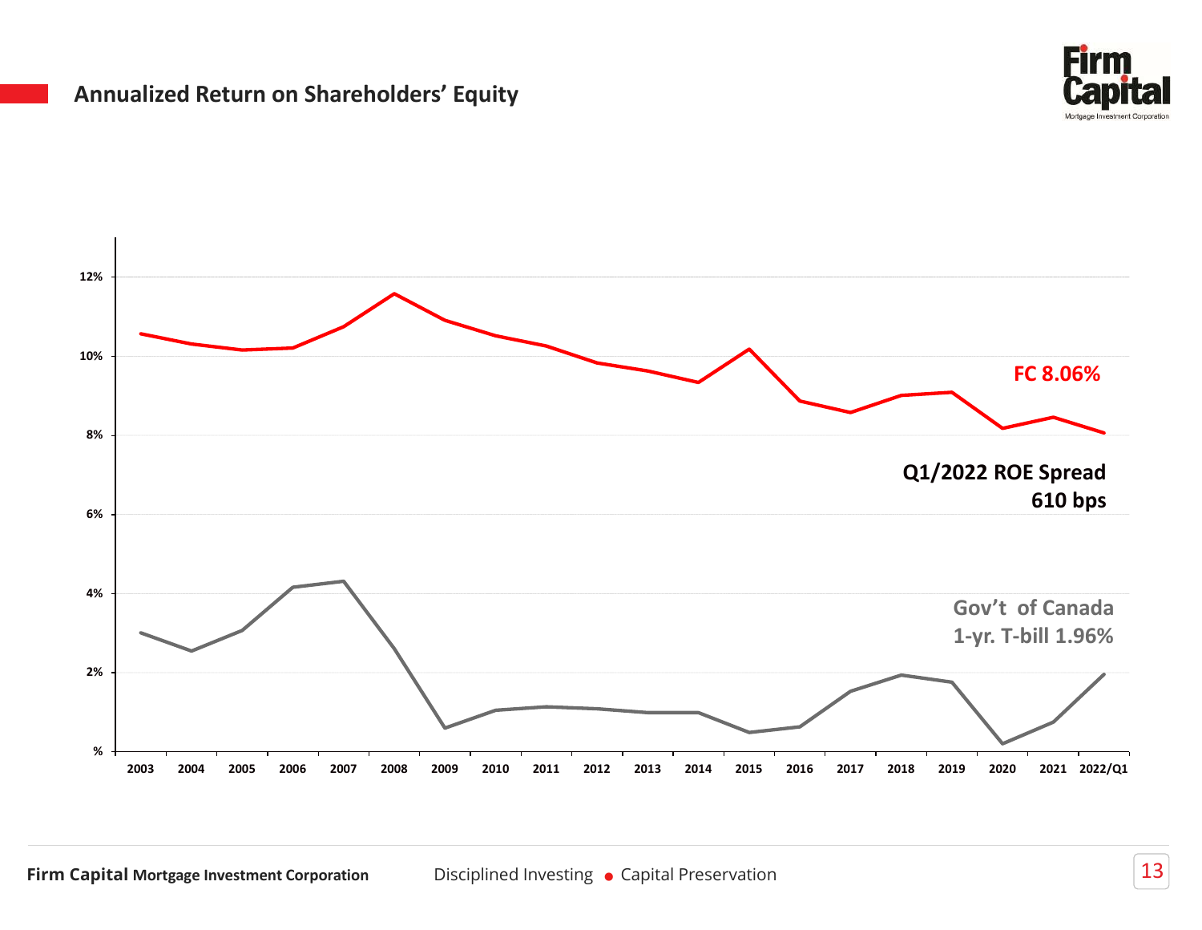## Annualized Return on Shareholders' Equity

FC 8.06%

**Q1/2022 ROE Spread 610 bps**

Gov't of Canada 1-yr. T-bill 1.96%

12%
10%
8%
6%
4%
2%
%

2003 2004 2005 2006 2007 2008 2009 2010 2011 2012 2013 2014 2015 2016 2017 2018 2019 2020 2021 2022/Q1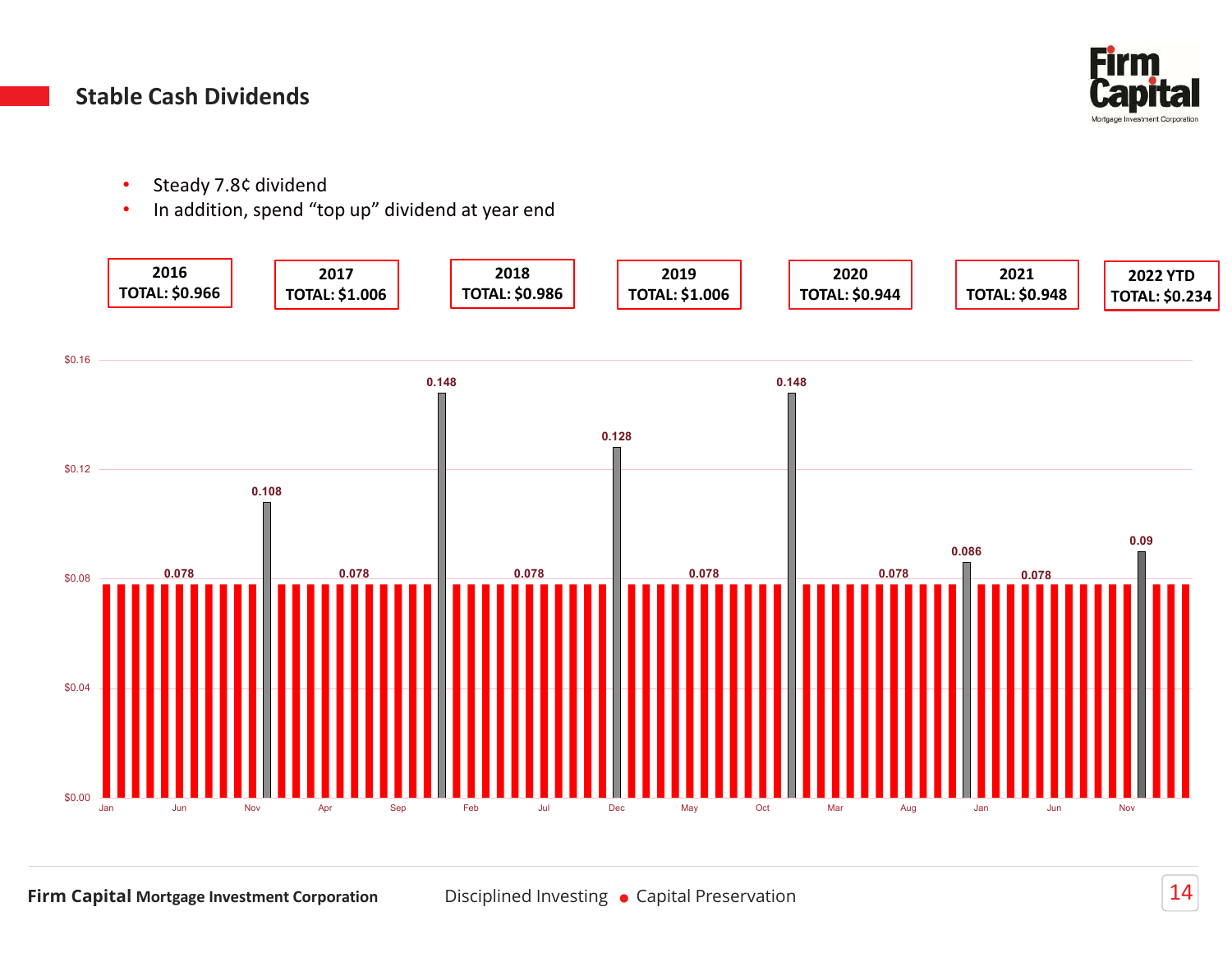## Stable Cash Dividends

- Steady 7.8¢ dividend
- In addition, spend "top up" dividend at year end

| 2016 | 2017 | 2018 | 2019 | 2020 | 2021 | 2022 YTD |
|---|---|---|---|---|---|---|
| TOTAL: $0.966 | TOTAL: $1.006 | TOTAL: $0.986 | TOTAL: $1.006 | TOTAL: $0.944 | TOTAL: $0.948 | TOTAL: $0.234 |

$0.16

$0.12

$0.08

$0.04

$0.00

0.078 0.108 0.078 0.148 0.078 0.128 0.078 0.148 0.078 0.086 0.078 0.09

Jan Jun Nov Apr Sep Feb Jul Dec May Oct Mar Aug Jan Jun Nov

**Firm Capital** **Mortgage Investment Corporation** Disciplined Investing ● Capital Preservation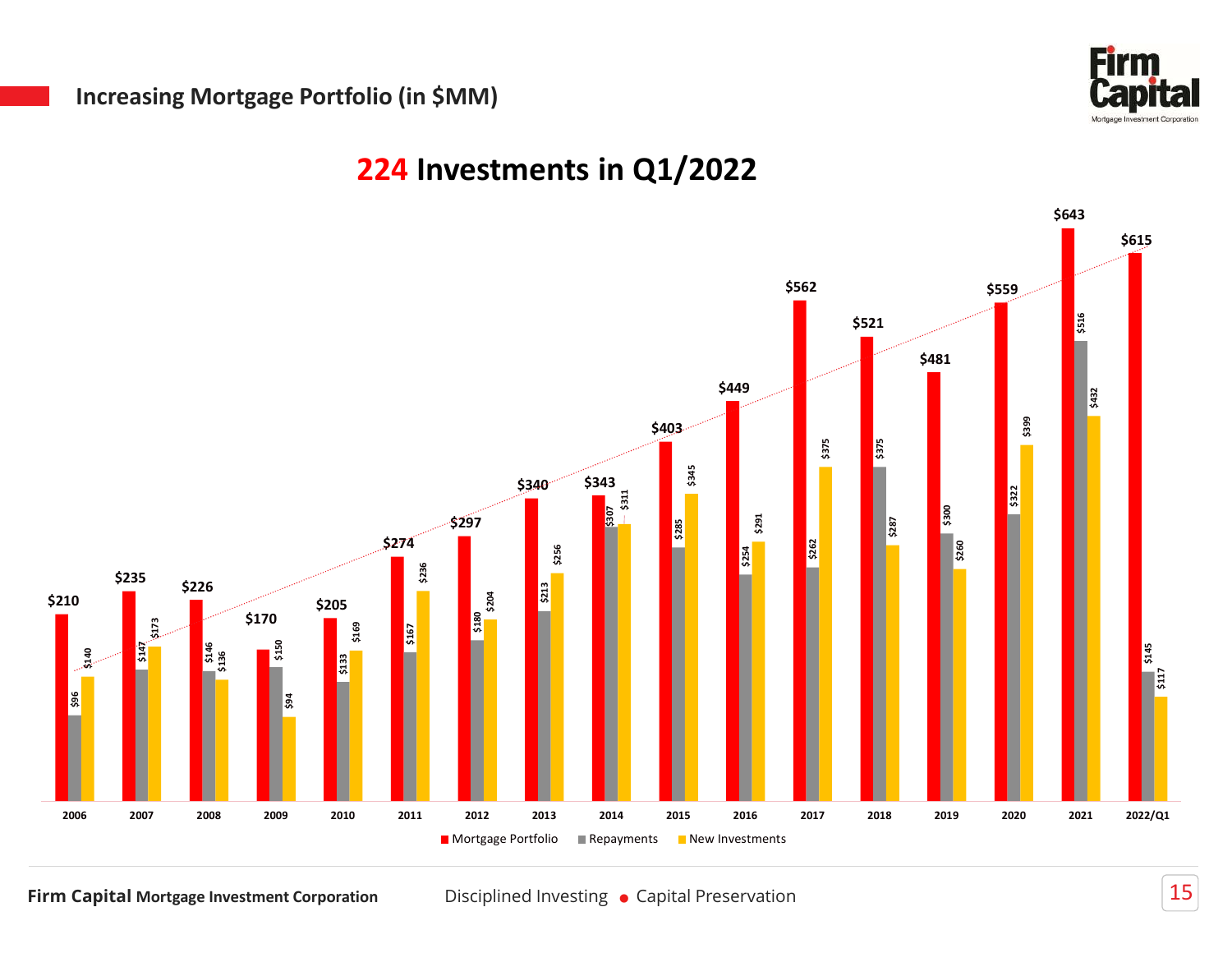## Increasing Mortgage Portfolio (in $MM)

### 224 Investments in Q1/2022

| Year | Mortgage Portfolio | Repayments | New Investments |
|---|---|---|---|
| 2006 | $210 | $96 | $140 |
| 2007 | $235 | $147 | $173 |
| 2008 | $226 | $146 | $136 |
| 2009 | $170 | $150 | $94 |
| 2010 | $205 | $133 | $169 |
| 2011 | $274 | $167 | $236 |
| 2012 | $297 | $180 | $204 |
| 2013 | $340 | $213 | $256 |
| 2014 | $343 | $307 | $311 |
| 2015 | $403 | $285 | $345 |
| 2016 | $449 | $254 | $291 |
| 2017 | $562 | $262 | $375 |
| 2018 | $521 | $375 | $287 |
| 2019 | $481 | $300 | $260 |
| 2020 | $559 | $322 | $399 |
| 2021 | $643 | $516 | $432 |
| 2022/Q1 | $615 | $145 | $117 |

**Firm Capital** Mortgage Investment Corporation

Disciplined Investing • Capital Preservation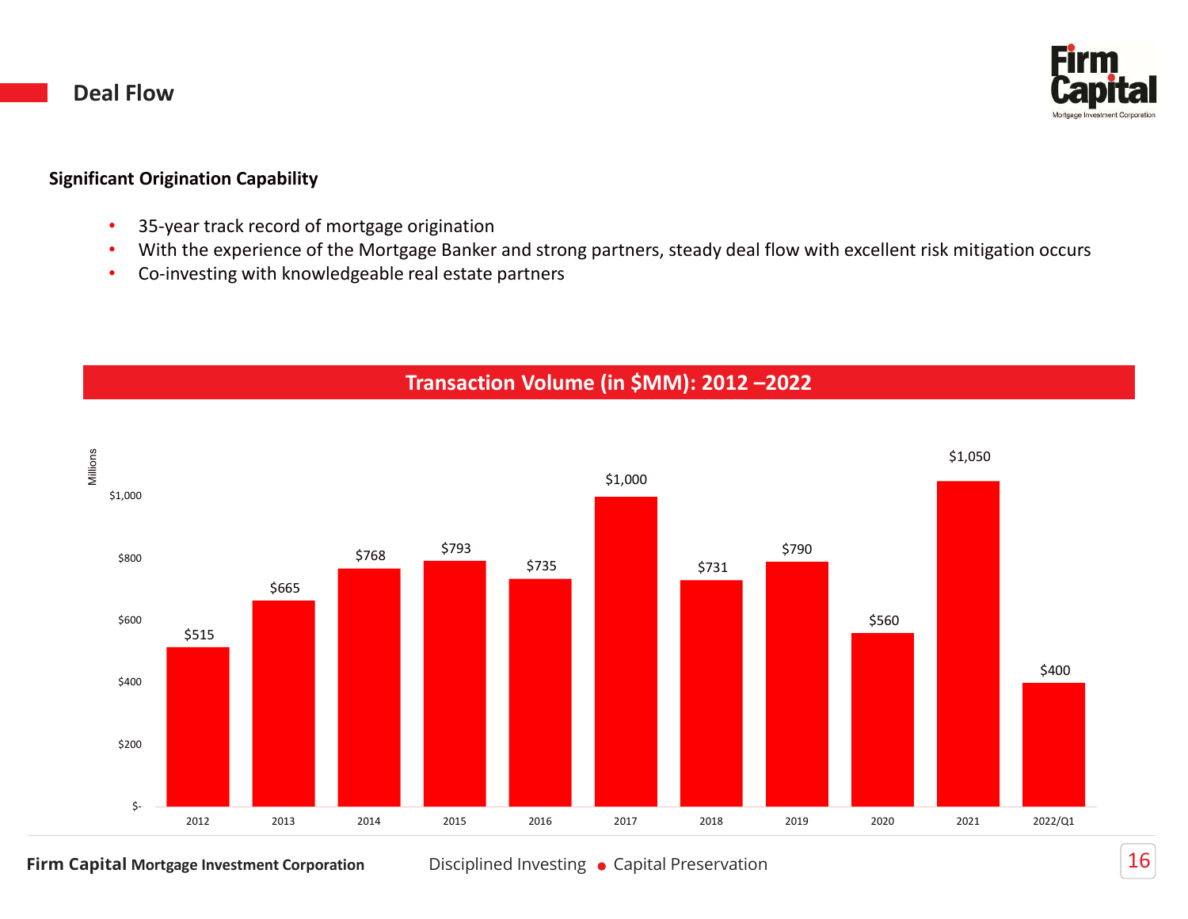# Deal Flow

**Significant Origination Capability**

- 35-year track record of mortgage origination
- With the experience of the Mortgage Banker and strong partners, steady deal flow with excellent risk mitigation occurs
- Co-investing with knowledgeable real estate partners

**Transaction Volume (in $MM): 2012 –2022**

| Year | Transaction Volume (Millions) |
|---|---|
| 2012 | $515 |
| 2013 | $665 |
| 2014 | $768 |
| 2015 | $793 |
| 2016 | $735 |
| 2017 | $1,000 |
| 2018 | $731 |
| 2019 | $790 |
| 2020 | $560 |
| 2021 | $1,050 |
| 2022/Q1 | $400 |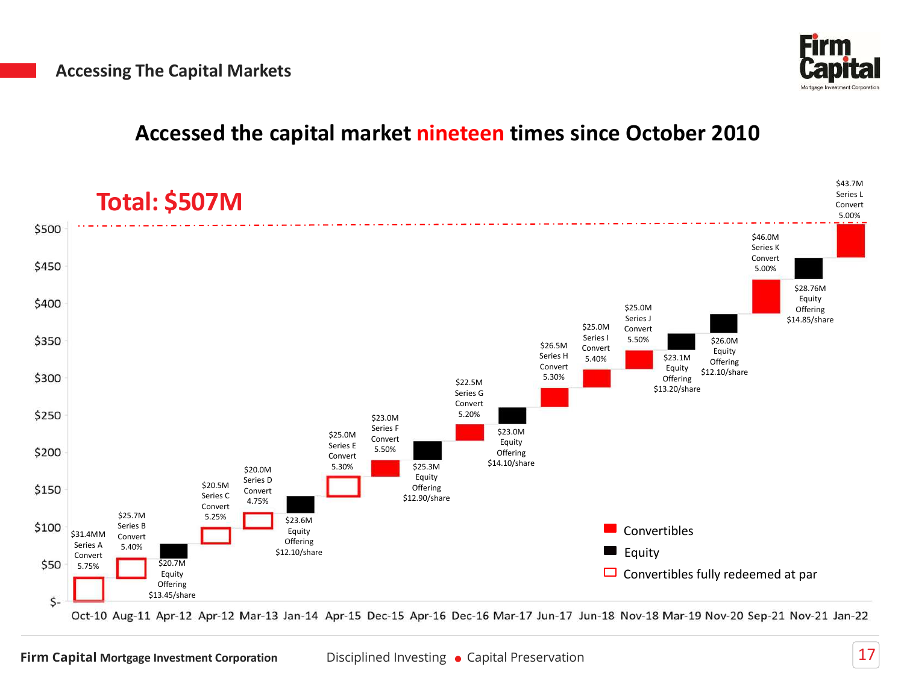## Accessing The Capital Markets

### Accessed the capital market **nineteen** times since October 2010

**Total: $507M**

| Date | Amount | Type | Details |
|---|---|---|---|
| Oct-10 | $31.4MM | Series A Convert | 5.75% |
| Aug-11 | $25.7M | Series B Convert | 5.40% |
| Apr-12 | $20.7M | Equity Offering | $13.45/share |
| Apr-12 | $20.5M | Series C Convert | 5.25% |
| Mar-13 | $20.0M | Series D Convert | 4.75% |
| Jan-14 | $23.6M | Equity Offering | $12.10/share |
| Apr-15 | $25.0M | Series E Convert | 5.30% |
| Dec-15 | $23.0M | Series F Convert | 5.50% |
| Apr-16 | $25.3M | Equity Offering | $12.90/share |
| Dec-16 | $22.5M | Series G Convert | 5.20% |
| Mar-17 | $23.0M | Equity Offering | $14.10/share |
| Jun-17 | $26.5M | Series H Convert | 5.30% |
| Jun-18 | $25.0M | Series I Convert | 5.40% |
| Nov-18 | $25.0M | Series J Convert | 5.50% |
| Mar-19 | $23.1M | Equity Offering | $13.20/share |
| Nov-20 | $26.0M | Equity Offering | $12.10/share |
| Sep-21 | $46.0M | Series K Convert | 5.00% |
| Nov-21 | $28.76M | Equity Offering | $14.85/share |
| Jan-22 | $43.7M | Series L Convert | 5.00% |

Legend: Convertibles; Equity; Convertibles fully redeemed at par

Firm Capital Mortgage Investment Corporation — Disciplined Investing • Capital Preservation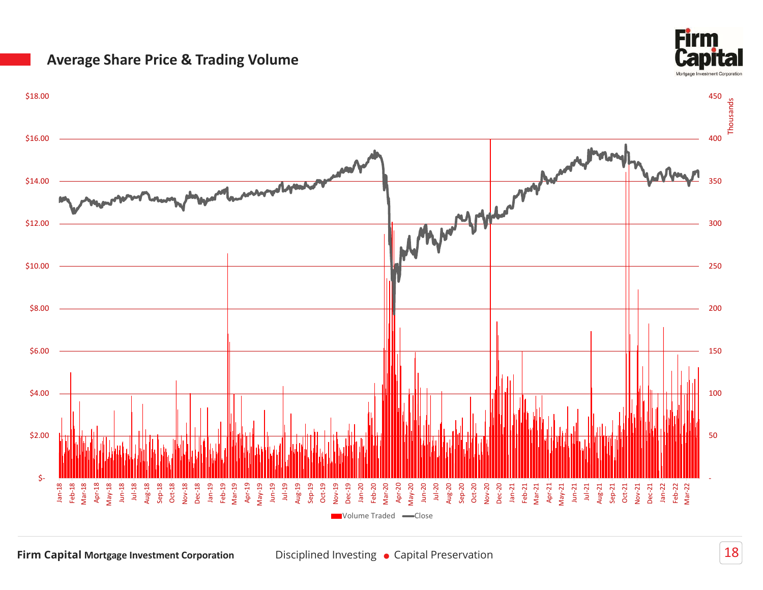## Average Share Price & Trading Volume

$18.00 | $16.00 | $14.00 | $12.00 | $10.00 | $8.00 | $6.00 | $4.00 | $2.00 | $-

450 | 400 | 350 | 300 | 250 | 200 | 150 | 100 | 50 | -

Thousands

Jan-18, Feb-18, Mar-18, Apr-18, May-18, Jun-18, Jul-18, Aug-18, Sep-18, Oct-18, Nov-18, Dec-18, Jan-19, Feb-19, Mar-19, Apr-19, May-19, Jun-19, Jul-19, Aug-19, Sep-19, Oct-19, Nov-19, Dec-19, Jan-20, Feb-20, Mar-20, Apr-20, May-20, Jun-20, Jul-20, Aug-20, Sep-20, Oct-20, Nov-20, Dec-20, Jan-21, Feb-21, Mar-21, Apr-21, May-21, Jun-21, Jul-21, Aug-21, Sep-21, Oct-21, Nov-21, Dec-21, Jan-22, Feb-22, Mar-22

Volume Traded — Close

**Firm Capital** Mortgage Investment Corporation

Disciplined Investing • Capital Preservation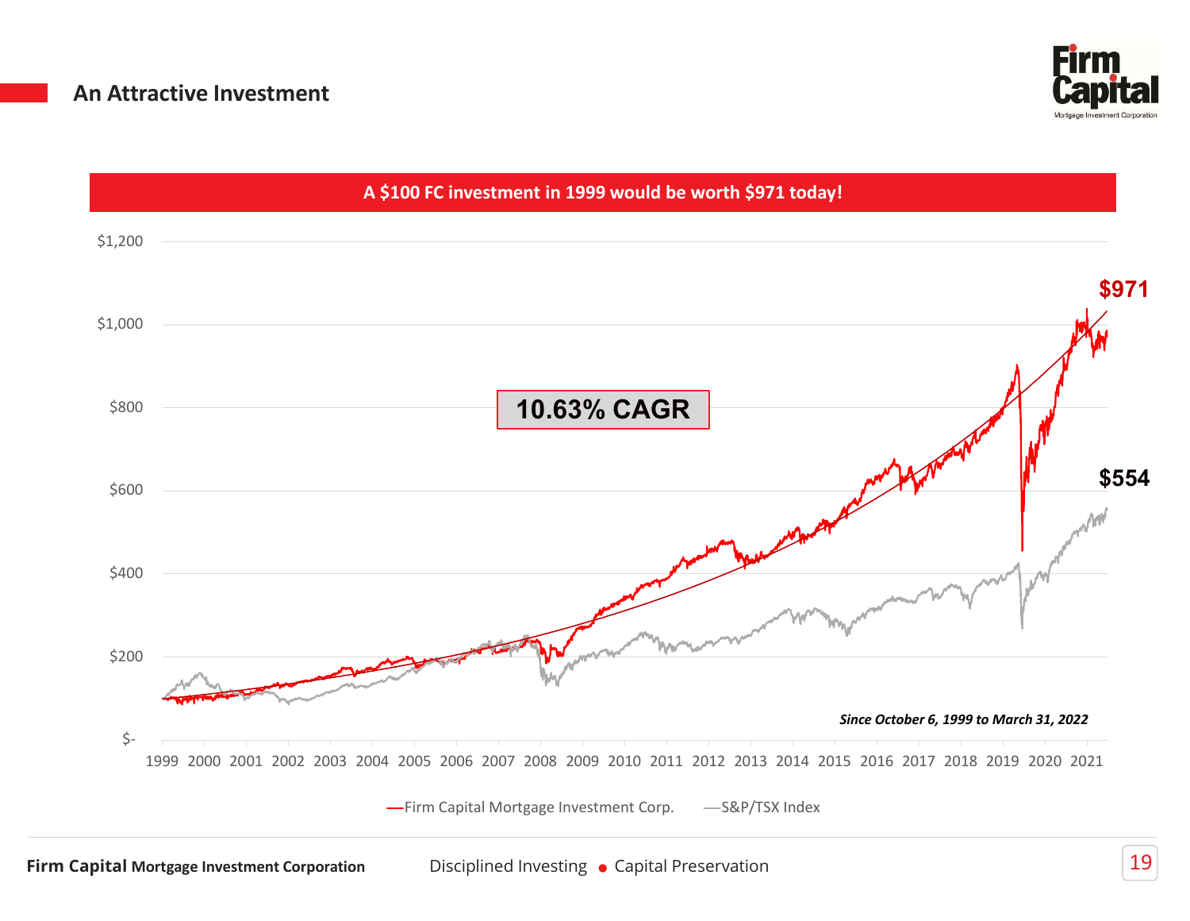## An Attractive Investment

**A $100 FC investment in 1999 would be worth $971 today!**

**10.63% CAGR**

$971

$554

*Since October 6, 1999 to March 31, 2022*

—Firm Capital Mortgage Investment Corp. —S&P/TSX Index

**Firm Capital Mortgage Investment Corporation** Disciplined Investing • Capital Preservation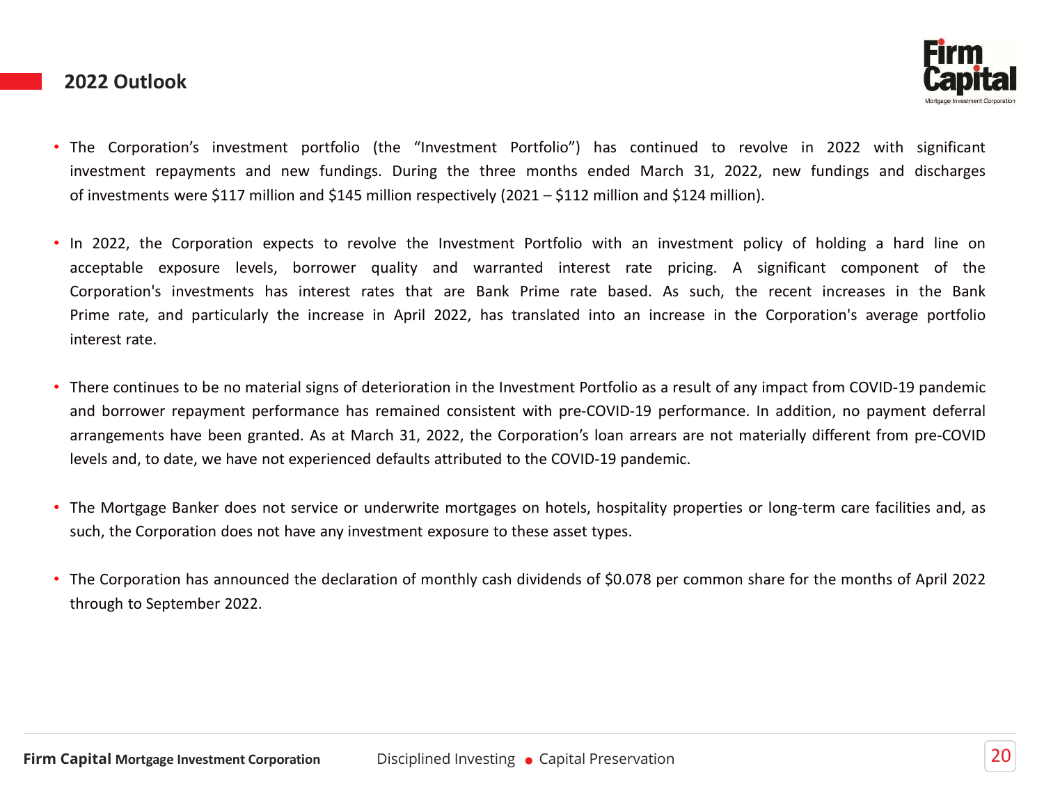## 2022 Outlook

- The Corporation's investment portfolio (the "Investment Portfolio") has continued to revolve in 2022 with significant investment repayments and new fundings. During the three months ended March 31, 2022, new fundings and discharges of investments were $117 million and $145 million respectively (2021 – $112 million and $124 million).

- In 2022, the Corporation expects to revolve the Investment Portfolio with an investment policy of holding a hard line on acceptable exposure levels, borrower quality and warranted interest rate pricing. A significant component of the Corporation's investments has interest rates that are Bank Prime rate based. As such, the recent increases in the Bank Prime rate, and particularly the increase in April 2022, has translated into an increase in the Corporation's average portfolio interest rate.

- There continues to be no material signs of deterioration in the Investment Portfolio as a result of any impact from COVID-19 pandemic and borrower repayment performance has remained consistent with pre-COVID-19 performance. In addition, no payment deferral arrangements have been granted. As at March 31, 2022, the Corporation's loan arrears are not materially different from pre-COVID levels and, to date, we have not experienced defaults attributed to the COVID-19 pandemic.

- The Mortgage Banker does not service or underwrite mortgages on hotels, hospitality properties or long-term care facilities and, as such, the Corporation does not have any investment exposure to these asset types.

- The Corporation has announced the declaration of monthly cash dividends of $0.078 per common share for the months of April 2022 through to September 2022.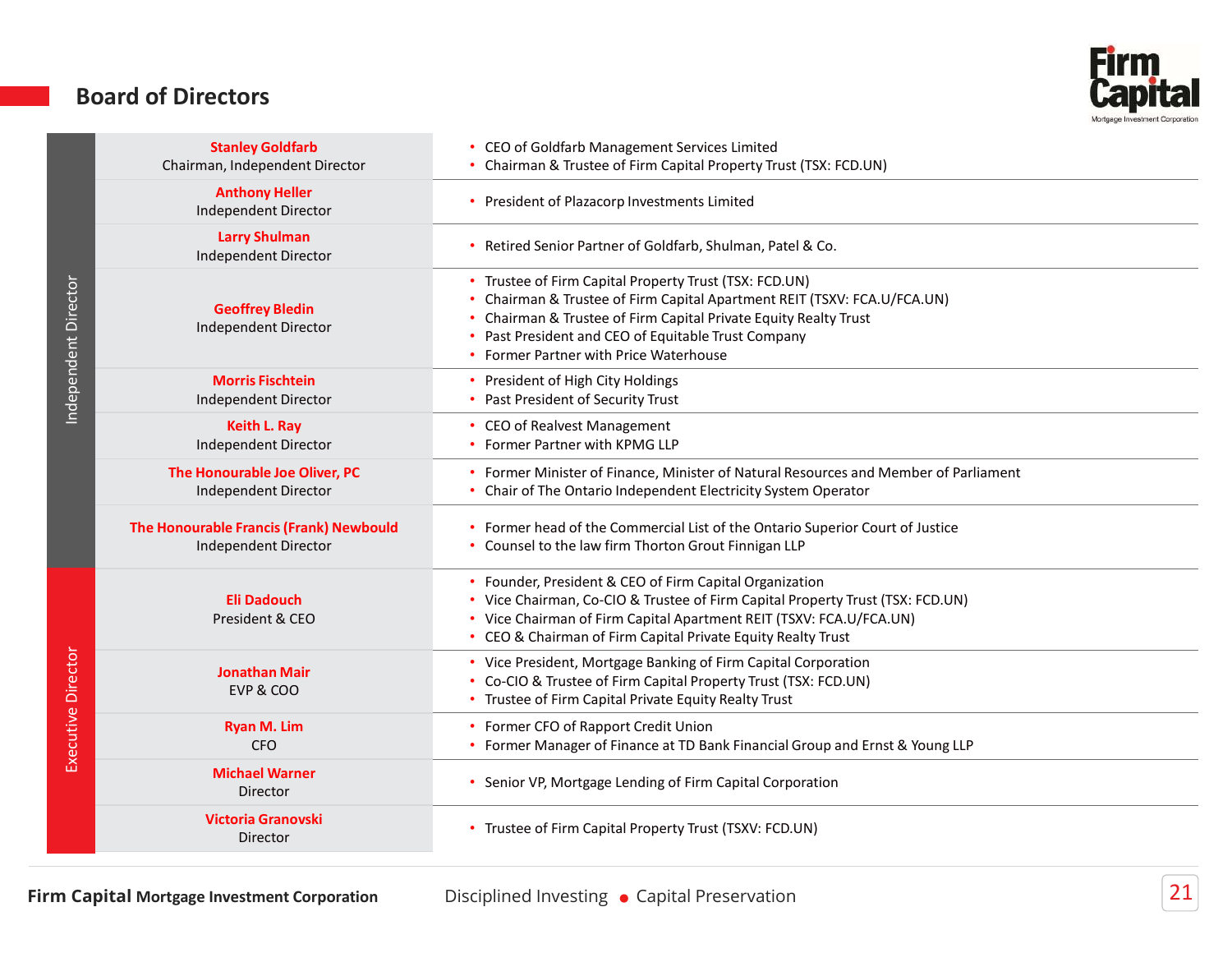## Board of Directors

| Category | Name / Title | Background |
|---|---|---|
| Independent Director | **Stanley Goldfarb**<br>Chairman, Independent Director | • CEO of Goldfarb Management Services Limited<br>• Chairman & Trustee of Firm Capital Property Trust (TSX: FCD.UN) |
| Independent Director | **Anthony Heller**<br>Independent Director | • President of Plazacorp Investments Limited |
| Independent Director | **Larry Shulman**<br>Independent Director | • Retired Senior Partner of Goldfarb, Shulman, Patel & Co. |
| Independent Director | **Geoffrey Bledin**<br>Independent Director | • Trustee of Firm Capital Property Trust (TSX: FCD.UN)<br>• Chairman & Trustee of Firm Capital Apartment REIT (TSXV: FCA.U/FCA.UN)<br>• Chairman & Trustee of Firm Capital Private Equity Realty Trust<br>• Past President and CEO of Equitable Trust Company<br>• Former Partner with Price Waterhouse |
| Independent Director | **Morris Fischtein**<br>Independent Director | • President of High City Holdings<br>• Past President of Security Trust |
| Independent Director | **Keith L. Ray**<br>Independent Director | • CEO of Realvest Management<br>• Former Partner with KPMG LLP |
| Independent Director | **The Honourable Joe Oliver, PC**<br>Independent Director | • Former Minister of Finance, Minister of Natural Resources and Member of Parliament<br>• Chair of The Ontario Independent Electricity System Operator |
| Independent Director | **The Honourable Francis (Frank) Newbould**<br>Independent Director | • Former head of the Commercial List of the Ontario Superior Court of Justice<br>• Counsel to the law firm Thorton Grout Finnigan LLP |
| Executive Director | **Eli Dadouch**<br>President & CEO | • Founder, President & CEO of Firm Capital Organization<br>• Vice Chairman, Co-CIO & Trustee of Firm Capital Property Trust (TSX: FCD.UN)<br>• Vice Chairman of Firm Capital Apartment REIT (TSXV: FCA.U/FCA.UN)<br>• CEO & Chairman of Firm Capital Private Equity Realty Trust |
| Executive Director | **Jonathan Mair**<br>EVP & COO | • Vice President, Mortgage Banking of Firm Capital Corporation<br>• Co-CIO & Trustee of Firm Capital Property Trust (TSX: FCD.UN)<br>• Trustee of Firm Capital Private Equity Realty Trust |
| Executive Director | **Ryan M. Lim**<br>CFO | • Former CFO of Rapport Credit Union<br>• Former Manager of Finance at TD Bank Financial Group and Ernst & Young LLP |
| Executive Director | **Michael Warner**<br>Director | • Senior VP, Mortgage Lending of Firm Capital Corporation |
| Executive Director | **Victoria Granovski**<br>Director | • Trustee of Firm Capital Property Trust (TSXV: FCD.UN) |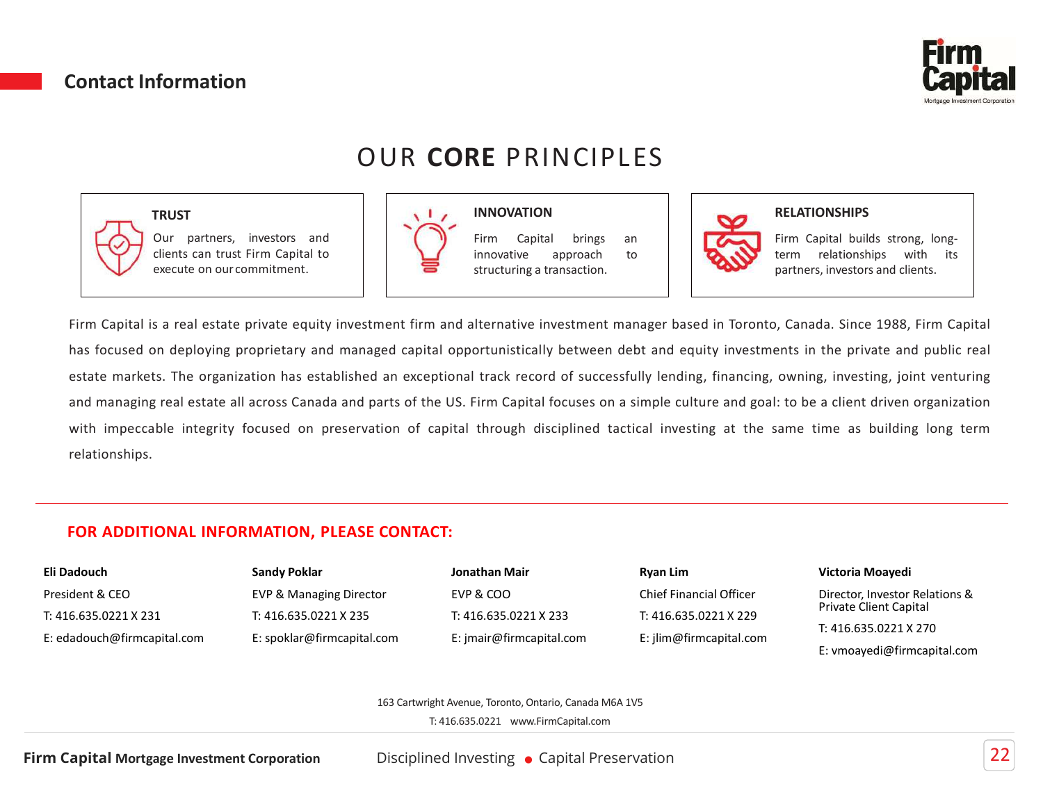## Contact Information

# OUR **CORE** PRINCIPLES

**TRUST**

Our partners, investors and clients can trust Firm Capital to execute on our commitment.

**INNOVATION**

Firm Capital brings an innovative approach to structuring a transaction.

**RELATIONSHIPS**

Firm Capital builds strong, long-term relationships with its partners, investors and clients.

Firm Capital is a real estate private equity investment firm and alternative investment manager based in Toronto, Canada. Since 1988, Firm Capital has focused on deploying proprietary and managed capital opportunistically between debt and equity investments in the private and public real estate markets. The organization has established an exceptional track record of successfully lending, financing, owning, investing, joint venturing and managing real estate all across Canada and parts of the US. Firm Capital focuses on a simple culture and goal: to be a client driven organization with impeccable integrity focused on preservation of capital through disciplined tactical investing at the same time as building long term relationships.

## FOR ADDITIONAL INFORMATION, PLEASE CONTACT:

**Eli Dadouch**
President & CEO
T: 416.635.0221 X 231
E: edadouch@firmcapital.com

**Sandy Poklar**
EVP & Managing Director
T: 416.635.0221 X 235
E: spoklar@firmcapital.com

**Jonathan Mair**
EVP & COO
T: 416.635.0221 X 233
E: jmair@firmcapital.com

**Ryan Lim**
Chief Financial Officer
T: 416.635.0221 X 229
E: jlim@firmcapital.com

**Victoria Moayedi**
Director, Investor Relations & Private Client Capital
T: 416.635.0221 X 270
E: vmoayedi@firmcapital.com

163 Cartwright Avenue, Toronto, Ontario, Canada M6A 1V5
T: 416.635.0221 www.FirmCapital.com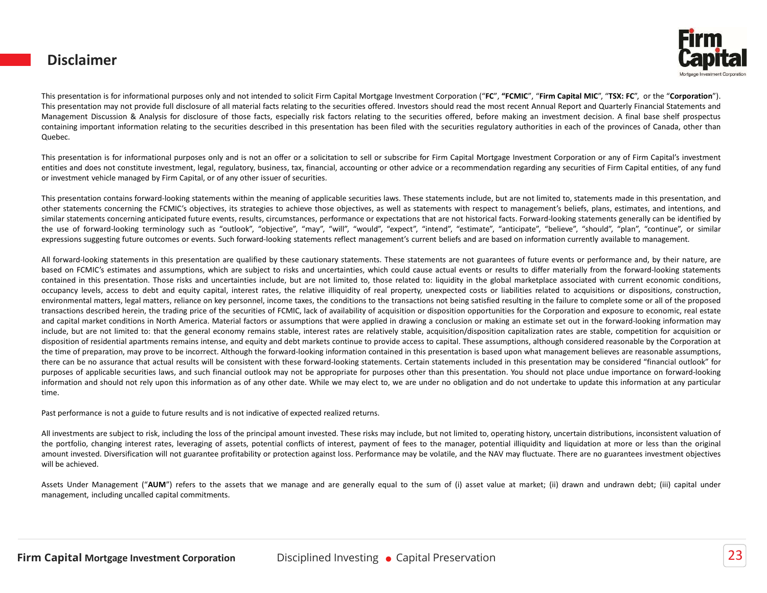# Disclaimer

This presentation is for informational purposes only and not intended to solicit Firm Capital Mortgage Investment Corporation ("**FC**", **"FCMIC**", "**Firm Capital MIC**", "**TSX: FC**", or the "**Corporation**"). This presentation may not provide full disclosure of all material facts relating to the securities offered. Investors should read the most recent Annual Report and Quarterly Financial Statements and Management Discussion & Analysis for disclosure of those facts, especially risk factors relating to the securities offered, before making an investment decision. A final base shelf prospectus containing important information relating to the securities described in this presentation has been filed with the securities regulatory authorities in each of the provinces of Canada, other than Quebec.

This presentation is for informational purposes only and is not an offer or a solicitation to sell or subscribe for Firm Capital Mortgage Investment Corporation or any of Firm Capital's investment entities and does not constitute investment, legal, regulatory, business, tax, financial, accounting or other advice or a recommendation regarding any securities of Firm Capital entities, of any fund or investment vehicle managed by Firm Capital, or of any other issuer of securities.

This presentation contains forward-looking statements within the meaning of applicable securities laws. These statements include, but are not limited to, statements made in this presentation, and other statements concerning the FCMIC's objectives, its strategies to achieve those objectives, as well as statements with respect to management's beliefs, plans, estimates, and intentions, and similar statements concerning anticipated future events, results, circumstances, performance or expectations that are not historical facts. Forward-looking statements generally can be identified by the use of forward-looking terminology such as "outlook", "objective", "may", "will", "would", "expect", "intend", "estimate", "anticipate", "believe", "should", "plan", "continue", or similar expressions suggesting future outcomes or events. Such forward-looking statements reflect management's current beliefs and are based on information currently available to management.

All forward-looking statements in this presentation are qualified by these cautionary statements. These statements are not guarantees of future events or performance and, by their nature, are based on FCMIC's estimates and assumptions, which are subject to risks and uncertainties, which could cause actual events or results to differ materially from the forward-looking statements contained in this presentation. Those risks and uncertainties include, but are not limited to, those related to: liquidity in the global marketplace associated with current economic conditions, occupancy levels, access to debt and equity capital, interest rates, the relative illiquidity of real property, unexpected costs or liabilities related to acquisitions or dispositions, construction, environmental matters, legal matters, reliance on key personnel, income taxes, the conditions to the transactions not being satisfied resulting in the failure to complete some or all of the proposed transactions described herein, the trading price of the securities of FCMIC, lack of availability of acquisition or disposition opportunities for the Corporation and exposure to economic, real estate and capital market conditions in North America. Material factors or assumptions that were applied in drawing a conclusion or making an estimate set out in the forward-looking information may include, but are not limited to: that the general economy remains stable, interest rates are relatively stable, acquisition/disposition capitalization rates are stable, competition for acquisition or disposition of residential apartments remains intense, and equity and debt markets continue to provide access to capital. These assumptions, although considered reasonable by the Corporation at the time of preparation, may prove to be incorrect. Although the forward-looking information contained in this presentation is based upon what management believes are reasonable assumptions, there can be no assurance that actual results will be consistent with these forward-looking statements. Certain statements included in this presentation may be considered "financial outlook" for purposes of applicable securities laws, and such financial outlook may not be appropriate for purposes other than this presentation. You should not place undue importance on forward-looking information and should not rely upon this information as of any other date. While we may elect to, we are under no obligation and do not undertake to update this information at any particular time.

Past performance is not a guide to future results and is not indicative of expected realized returns.

All investments are subject to risk, including the loss of the principal amount invested. These risks may include, but not limited to, operating history, uncertain distributions, inconsistent valuation of the portfolio, changing interest rates, leveraging of assets, potential conflicts of interest, payment of fees to the manager, potential illiquidity and liquidation at more or less than the original amount invested. Diversification will not guarantee profitability or protection against loss. Performance may be volatile, and the NAV may fluctuate. There are no guarantees investment objectives will be achieved.

Assets Under Management ("**AUM**") refers to the assets that we manage and are generally equal to the sum of (i) asset value at market; (ii) drawn and undrawn debt; (iii) capital under management, including uncalled capital commitments.